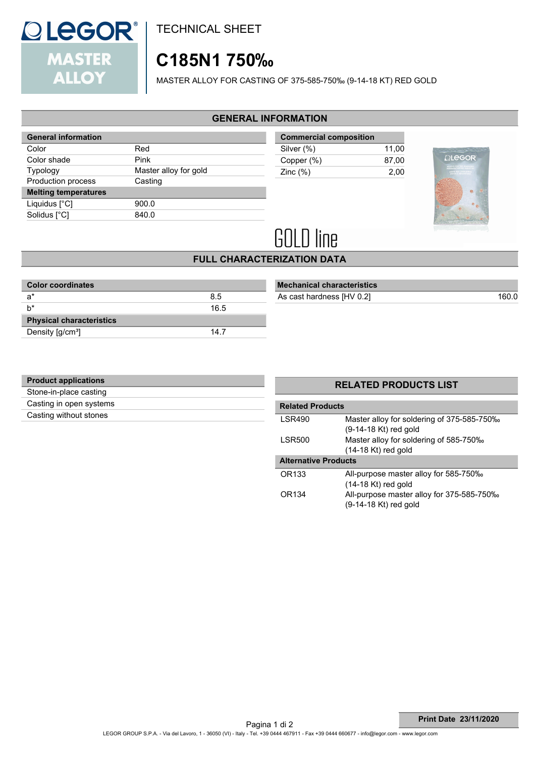TECHNICAL SHEET

# C185N1 750‰

MASTER ALLOY FOR CASTING OF 375-585-750‰ (9-14-18 KT) RED GOLD

## GENERAL INFORMATION

| General information | |
|---|---|
| Color | Red |
| Color shade | Pink |
| Typology | Master alloy for gold |
| Production process | Casting |
| **Melting temperatures** | |
| Liquidus [°C] | 900.0 |
| Solidus [°C] | 840.0 |

| Commercial composition | |
|---|---|
| Silver (%) | 11,00 |
| Copper (%) | 87,00 |
| Zinc (%) | 2,00 |

GOLD line

## FULL CHARACTERIZATION DATA

| Color coordinates | |
|---|---|
| a* | 8.5 |
| b* | 16.5 |
| **Physical characteristics** | |
| Density [g/cm³] | 14.7 |

| Mechanical characteristics | |
|---|---|
| As cast hardness [HV 0.2] | 160.0 |

| Product applications |
|---|
| Stone-in-place casting |
| Casting in open systems |
| Casting without stones |

## RELATED PRODUCTS LIST

| Related Products | |
|---|---|
| LSR490 | Master alloy for soldering of 375-585-750‰ (9-14-18 Kt) red gold |
| LSR500 | Master alloy for soldering of 585-750‰ (14-18 Kt) red gold |
| **Alternative Products** | |
| OR133 | All-purpose master alloy for 585-750‰ (14-18 Kt) red gold |
| OR134 | All-purpose master alloy for 375-585-750‰ (9-14-18 Kt) red gold |

Print Date 23/11/2020

LEGOR GROUP S.P.A. - Via del Lavoro, 1 - 36050 (VI) - Italy - Tel. +39 0444 467911 - Fax +39 0444 660677 - info@legor.com - www.legor.com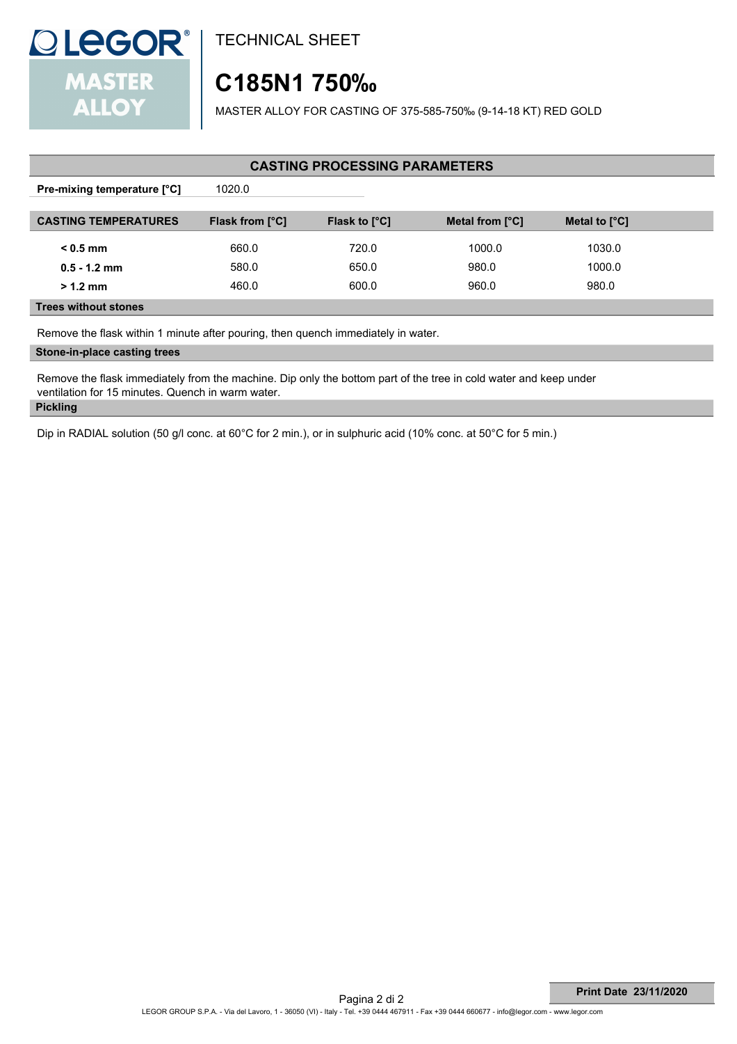LEGOR® MASTER ALLOY

TECHNICAL SHEET

# C185N1 750‰

MASTER ALLOY FOR CASTING OF 375-585-750‰ (9-14-18 KT) RED GOLD

## CASTING PROCESSING PARAMETERS

**Pre-mixing temperature [°C]** 1020.0

| CASTING TEMPERATURES | Flask from [°C] | Flask to [°C] | Metal from [°C] | Metal to [°C] |
|---|---|---|---|---|
| **< 0.5 mm** | 660.0 | 720.0 | 1000.0 | 1030.0 |
| **0.5 - 1.2 mm** | 580.0 | 650.0 | 980.0 | 1000.0 |
| **> 1.2 mm** | 460.0 | 600.0 | 960.0 | 980.0 |

**Trees without stones**

Remove the flask within 1 minute after pouring, then quench immediately in water.

**Stone-in-place casting trees**

Remove the flask immediately from the machine. Dip only the bottom part of the tree in cold water and keep under ventilation for 15 minutes. Quench in warm water.

**Pickling**

Dip in RADIAL solution (50 g/l conc. at 60°C for 2 min.), or in sulphuric acid (10% conc. at 50°C for 5 min.)

**Print Date 23/11/2020**

LEGOR GROUP S.P.A. - Via del Lavoro, 1 - 36050 (VI) - Italy - Tel. +39 0444 467911 - Fax +39 0444 660677 - info@legor.com - www.legor.com